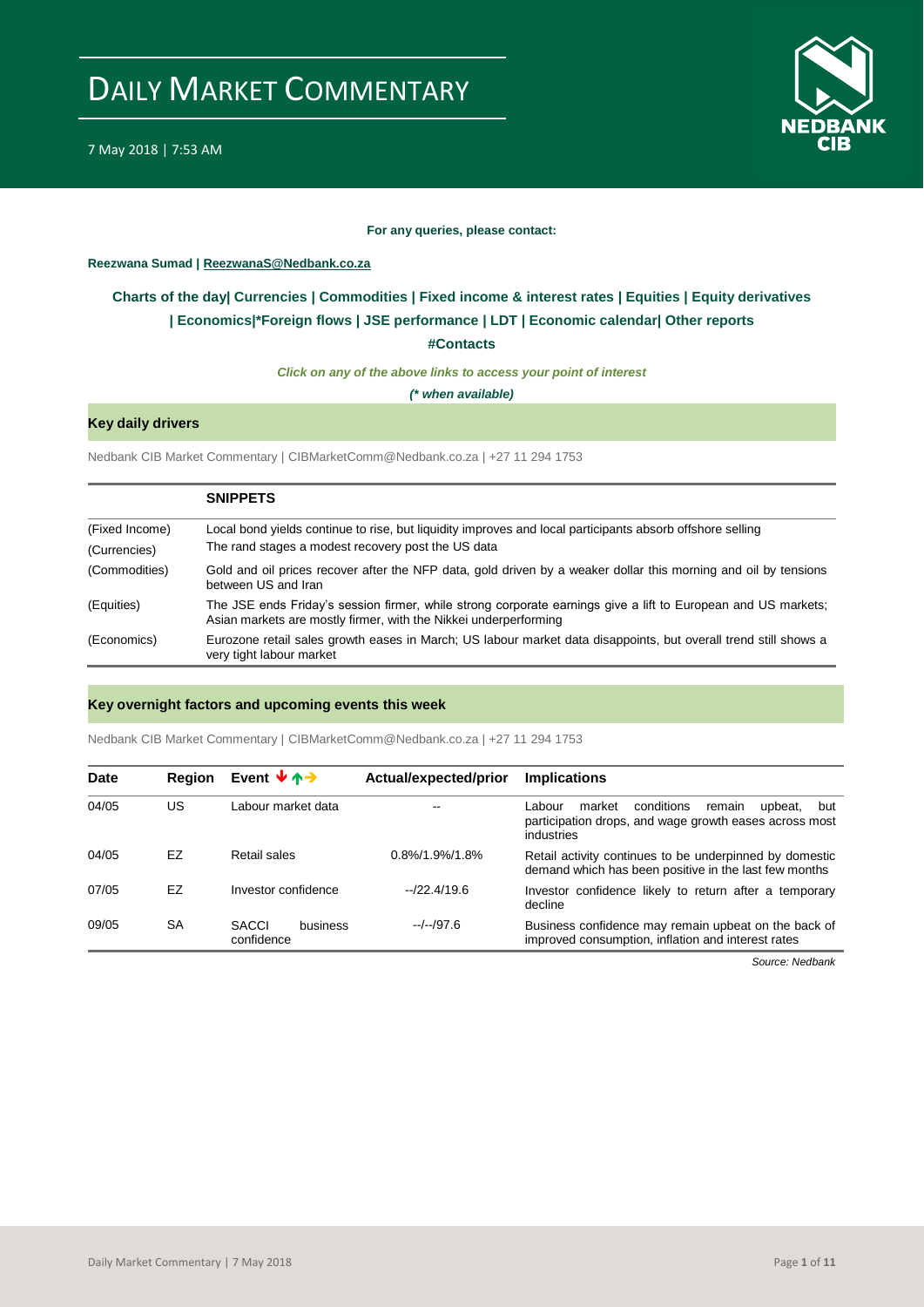# DAILY MARKET COMMENTARY

7 May 2018 | 7:53 AM

**For any queries, please contact:**

**Reezwana Sumad | ReezwanaS@Nedbank.co.za**

**Charts of the day| Currencies | Commodities | Fixed income & interest rates | Equities | Equity derivatives | Economics|*Foreign flows | JSE performance | LDT | Economic calendar| Other reports**

**#Contacts**

***Click on any of the above links to access your point of interest***

***(* when available)***

## Key daily drivers

Nedbank CIB Market Commentary | CIBMarketComm@Nedbank.co.za | +27 11 294 1753

| | SNIPPETS |
|---|---|
| (Fixed Income) | Local bond yields continue to rise, but liquidity improves and local participants absorb offshore selling |
| (Currencies) | The rand stages a modest recovery post the US data |
| (Commodities) | Gold and oil prices recover after the NFP data, gold driven by a weaker dollar this morning and oil by tensions between US and Iran |
| (Equities) | The JSE ends Friday's session firmer, while strong corporate earnings give a lift to European and US markets; Asian markets are mostly firmer, with the Nikkei underperforming |
| (Economics) | Eurozone retail sales growth eases in March; US labour market data disappoints, but overall trend still shows a very tight labour market |

## Key overnight factors and upcoming events this week

Nedbank CIB Market Commentary | CIBMarketComm@Nedbank.co.za | +27 11 294 1753

| Date | Region | Event ↓↑→ | Actual/expected/prior | Implications |
|---|---|---|---|---|
| 04/05 | US | Labour market data | -- | Labour market conditions remain upbeat, but participation drops, and wage growth eases across most industries |
| 04/05 | EZ | Retail sales | 0.8%/1.9%/1.8% | Retail activity continues to be underpinned by domestic demand which has been positive in the last few months |
| 07/05 | EZ | Investor confidence | --/22.4/19.6 | Investor confidence likely to return after a temporary decline |
| 09/05 | SA | SACCI business confidence | --/--/97.6 | Business confidence may remain upbeat on the back of improved consumption, inflation and interest rates |

*Source: Nedbank*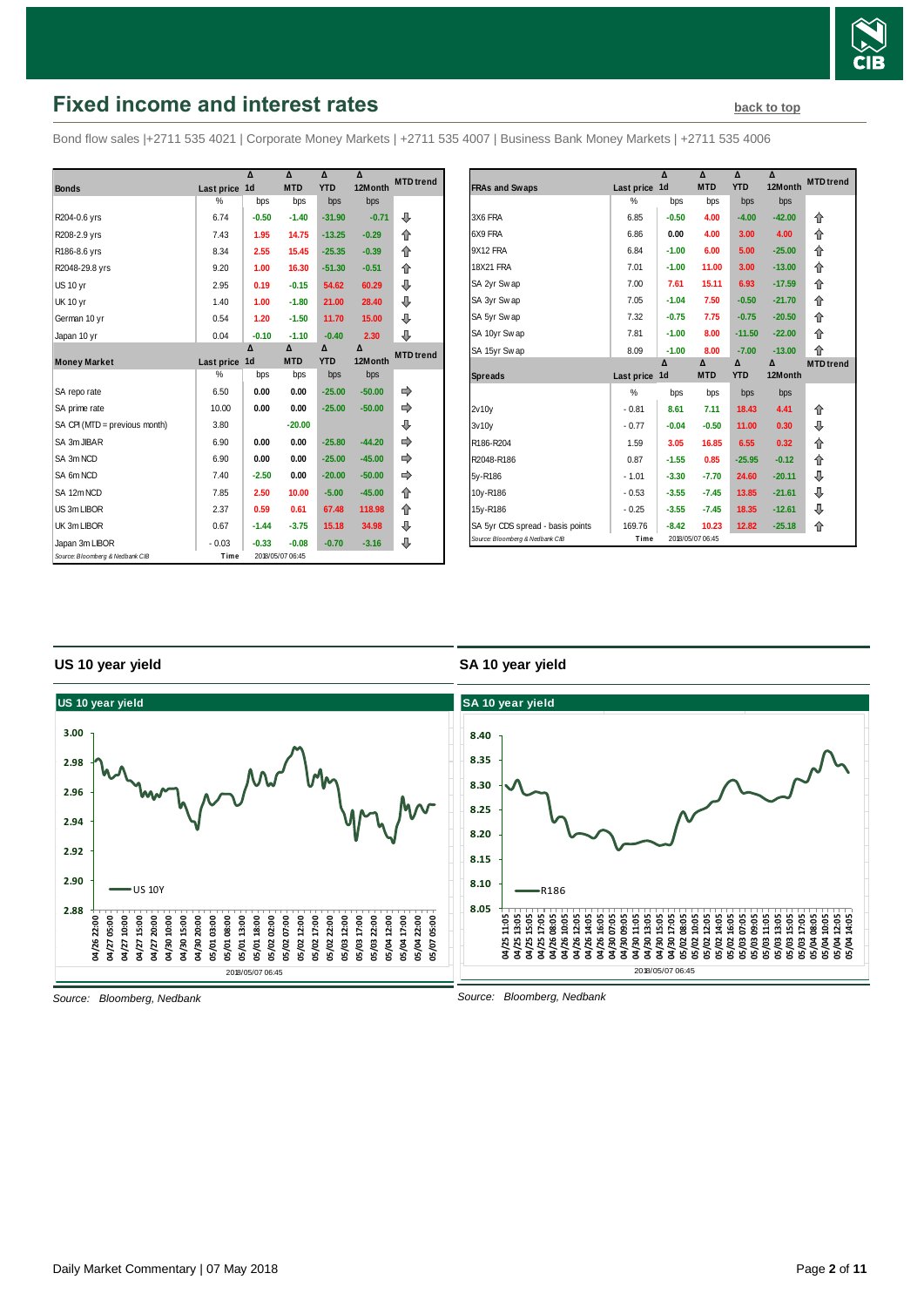# Fixed income and interest rates

back to top

Bond flow sales |+2711 535 4021 | Corporate Money Markets | +2711 535 4007 | Business Bank Money Markets | +2711 535 4006

| Bonds | Last price | Δ 1d | Δ MTD | Δ YTD | Δ 12Month | MTD trend |
|---|---|---|---|---|---|---|
| | % | bps | bps | bps | bps | |
| R204-0.6 yrs | 6.74 | -0.50 | -1.40 | -31.90 | -0.71 | ⇩ |
| R208-2.9 yrs | 7.43 | 1.95 | 14.75 | -13.25 | -0.29 | ⇧ |
| R186-8.6 yrs | 8.34 | 2.55 | 15.45 | -25.35 | -0.39 | ⇧ |
| R2048-29.8 yrs | 9.20 | 1.00 | 16.30 | -51.30 | -0.51 | ⇧ |
| US 10 yr | 2.95 | 0.19 | -0.15 | 54.62 | 60.29 | ⇩ |
| UK 10 yr | 1.40 | 1.00 | -1.80 | 21.00 | 28.40 | ⇩ |
| German 10 yr | 0.54 | 1.20 | -1.50 | 11.70 | 15.00 | ⇩ |
| Japan 10 yr | 0.04 | -0.10 | -1.10 | -0.40 | 2.30 | ⇩ |

| Money Market | Last price | Δ 1d | Δ MTD | Δ YTD | Δ 12Month | MTD trend |
|---|---|---|---|---|---|---|
| | % | bps | bps | bps | bps | |
| SA repo rate | 6.50 | 0.00 | 0.00 | -25.00 | -50.00 | ⇨ |
| SA prime rate | 10.00 | 0.00 | 0.00 | -25.00 | -50.00 | ⇨ |
| SA CPI (MTD = previous month) | 3.80 | | -20.00 | | | ⇩ |
| SA 3m JIBAR | 6.90 | 0.00 | 0.00 | -25.80 | -44.20 | ⇨ |
| SA 3m NCD | 6.90 | 0.00 | 0.00 | -25.00 | -45.00 | ⇨ |
| SA 6m NCD | 7.40 | -2.50 | 0.00 | -20.00 | -50.00 | ⇨ |
| SA 12m NCD | 7.85 | 2.50 | 10.00 | -5.00 | -45.00 | ⇧ |
| US 3m LIBOR | 2.37 | 0.59 | 0.61 | 67.48 | 118.98 | ⇧ |
| UK 3m LIBOR | 0.67 | -1.44 | -3.75 | 15.18 | 34.98 | ⇩ |
| Japan 3m LIBOR | -0.03 | -0.33 | -0.08 | -0.70 | -3.16 | ⇩ |

Source: Bloomberg & Nedbank CIB | Time 2018/05/07 06:45

| FRAs and Swaps | Last price | Δ 1d | Δ MTD | Δ YTD | Δ 12Month | MTD trend |
|---|---|---|---|---|---|---|
| | % | bps | bps | bps | bps | |
| 3X6 FRA | 6.85 | -0.50 | 4.00 | -4.00 | -42.00 | ⇧ |
| 6X9 FRA | 6.86 | 0.00 | 4.00 | 3.00 | 4.00 | ⇧ |
| 9X12 FRA | 6.84 | -1.00 | 6.00 | 5.00 | -25.00 | ⇧ |
| 18X21 FRA | 7.01 | -1.00 | 11.00 | 3.00 | -13.00 | ⇧ |
| SA 2yr Swap | 7.00 | 7.61 | 15.11 | 6.93 | -17.59 | ⇧ |
| SA 3yr Swap | 7.05 | -1.04 | 7.50 | -0.50 | -21.70 | ⇧ |
| SA 5yr Swap | 7.32 | -0.75 | 7.75 | -0.75 | -20.50 | ⇧ |
| SA 10yr Swap | 7.81 | -1.00 | 8.00 | -11.50 | -22.00 | ⇧ |
| SA 15yr Swap | 8.09 | -1.00 | 8.00 | -7.00 | -13.00 | ⇧ |

| Spreads | Last price | Δ 1d | Δ MTD | Δ YTD | Δ 12Month | MTD trend |
|---|---|---|---|---|---|---|
| | % | bps | bps | bps | bps | |
| 2v10y | -0.81 | 8.61 | 7.11 | 18.43 | 4.41 | ⇧ |
| 3v10y | -0.77 | -0.04 | -0.50 | 11.00 | 0.30 | ⇩ |
| R186-R204 | 1.59 | 3.05 | 16.85 | 6.55 | 0.32 | ⇧ |
| R2048-R186 | 0.87 | -1.55 | 0.85 | -25.95 | -0.12 | ⇧ |
| 5y-R186 | -1.01 | -3.30 | -7.70 | 24.60 | -20.11 | ⇩ |
| 10y-R186 | -0.53 | -3.55 | -7.45 | 13.85 | -21.61 | ⇩ |
| 15y-R186 | -0.25 | -3.55 | -7.45 | 18.35 | -12.61 | ⇩ |
| SA 5yr CDS spread - basis points | 169.76 | -8.42 | 10.23 | 12.82 | -25.18 | ⇧ |

Source: Bloomberg & Nedbank CIB | Time 2018/05/07 06:45

## US 10 year yield

Source: *Bloomberg, Nedbank*

## SA 10 year yield

Source: *Bloomberg, Nedbank*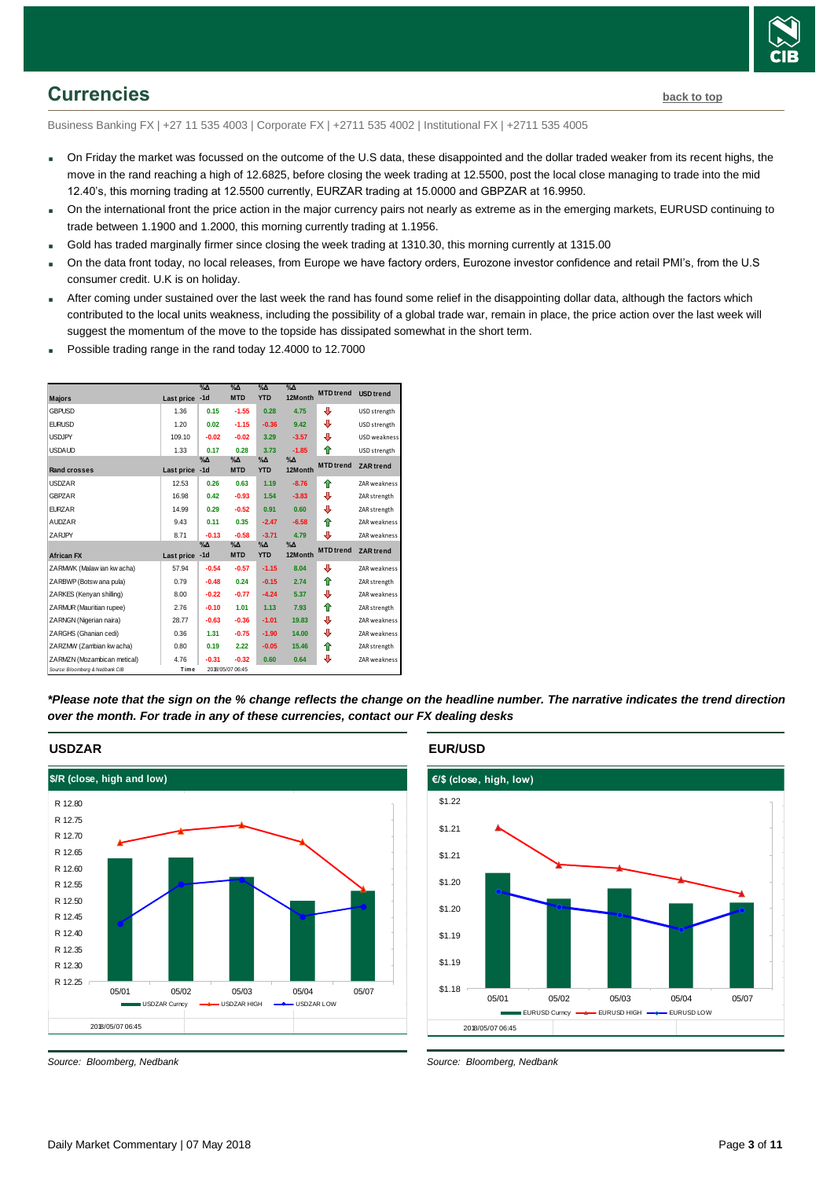## Currencies

back to top

Business Banking FX | +27 11 535 4003 | Corporate FX | +2711 535 4002 | Institutional FX | +2711 535 4005

- On Friday the market was focussed on the outcome of the U.S data, these disappointed and the dollar traded weaker from its recent highs, the move in the rand reaching a high of 12.6825, before closing the week trading at 12.5500, post the local close managing to trade into the mid 12.40's, this morning trading at 12.5500 currently, EURZAR trading at 15.0000 and GBPZAR at 16.9950.
- On the international front the price action in the major currency pairs not nearly as extreme as in the emerging markets, EURUSD continuing to trade between 1.1900 and 1.2000, this morning currently trading at 1.1956.
- Gold has traded marginally firmer since closing the week trading at 1310.30, this morning currently at 1315.00
- On the data front today, no local releases, from Europe we have factory orders, Eurozone investor confidence and retail PMI's, from the U.S consumer credit. U.K is on holiday.
- After coming under sustained over the last week the rand has found some relief in the disappointing dollar data, although the factors which contributed to the local units weakness, including the possibility of a global trade war, remain in place, the price action over the last week will suggest the momentum of the move to the topside has dissipated somewhat in the short term.
- Possible trading range in the rand today 12.4000 to 12.7000

| Majors | Last price | %Δ -1d | %Δ MTD | %Δ YTD | %Δ 12Month | MTD trend | USD trend |
|---|---|---|---|---|---|---|---|
| GBPUSD | 1.36 | 0.15 | -1.55 | 0.28 | 4.75 | ⇩ | USD strength |
| EURUSD | 1.20 | 0.02 | -1.15 | -0.36 | 9.42 | ⇩ | USD strength |
| USDJPY | 109.10 | -0.02 | -0.02 | 3.29 | -3.57 | ⇩ | USD weakness |
| USDAUD | 1.33 | 0.17 | 0.28 | 3.73 | -1.85 | ⇧ | USD strength |
| **Rand crosses** | **Last price** | **%Δ -1d** | **%Δ MTD** | **%Δ YTD** | **%Δ 12Month** | **MTD trend** | **ZAR trend** |
| USDZAR | 12.53 | 0.26 | 0.63 | 1.19 | -8.76 | ⇧ | ZAR weakness |
| GBPZAR | 16.98 | 0.42 | -0.93 | 1.54 | -3.83 | ⇩ | ZAR strength |
| EURZAR | 14.99 | 0.29 | -0.52 | 0.91 | 0.60 | ⇩ | ZAR strength |
| AUDZAR | 9.43 | 0.11 | 0.35 | -2.47 | -6.58 | ⇧ | ZAR weakness |
| ZARJPY | 8.71 | -0.13 | -0.58 | -3.71 | 4.79 | ⇩ | ZAR weakness |
| **African FX** | **Last price** | **%Δ -1d** | **%Δ MTD** | **%Δ YTD** | **%Δ 12Month** | **MTD trend** | **ZAR trend** |
| ZARMWK (Malawian kwacha) | 57.94 | -0.54 | -0.57 | -1.15 | 8.04 | ⇩ | ZAR weakness |
| ZARBWP (Botswana pula) | 0.79 | -0.48 | 0.24 | -0.15 | 2.74 | ⇧ | ZAR strength |
| ZARKES (Kenyan shilling) | 8.00 | -0.22 | -0.77 | -4.24 | 5.37 | ⇩ | ZAR weakness |
| ZARMUR (Mauritian rupee) | 2.76 | -0.10 | 1.01 | 1.13 | 7.93 | ⇧ | ZAR strength |
| ZARNGN (Nigerian naira) | 28.77 | -0.63 | -0.36 | -1.01 | 19.83 | ⇩ | ZAR weakness |
| ZARGHS (Ghanian cedi) | 0.36 | 1.31 | -0.75 | -1.90 | 14.00 | ⇩ | ZAR weakness |
| ZARZMW (Zambian kwacha) | 0.80 | 0.19 | 2.22 | -0.05 | 15.46 | ⇧ | ZAR strength |
| ZARMZN (Mozambican metical) | 4.76 | -0.31 | -0.32 | 0.60 | 0.64 | ⇩ | ZAR weakness |

Source: Bloomberg & Nedbank CIB | Time 2018/05/07 06:45

***Please note that the sign on the % change reflects the change on the headline number. The narrative indicates the trend direction over the month. For trade in any of these currencies, contact our FX dealing desks***

### USDZAR

$/R (close, high and low)

2018/05/07 06:45

*Source: Bloomberg, Nedbank*

### EUR/USD

€/$ (close, high, low)

2018/05/07 06:45

*Source: Bloomberg, Nedbank*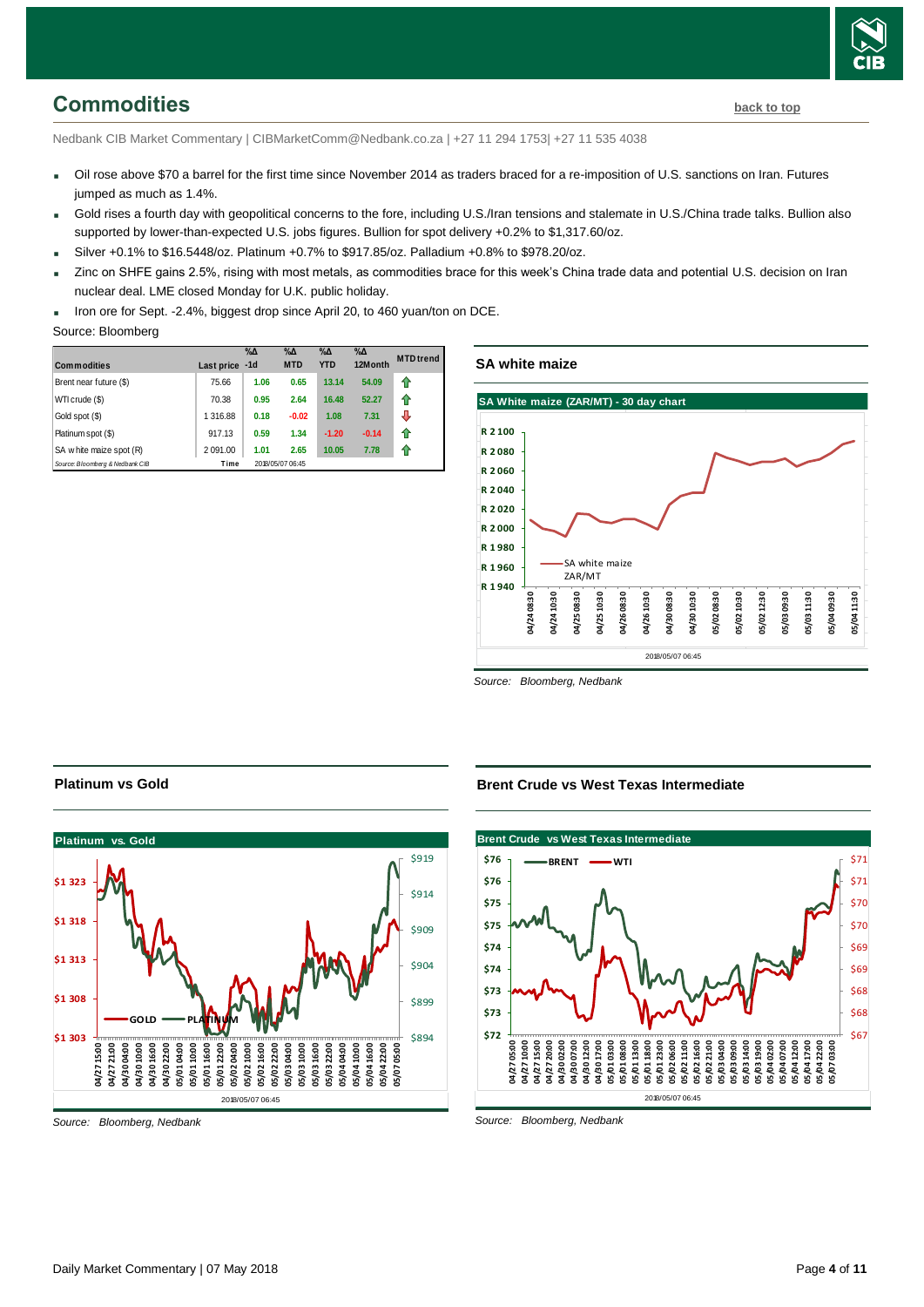# Commodities

back to top

Nedbank CIB Market Commentary | CIBMarketComm@Nedbank.co.za | +27 11 294 1753| +27 11 535 4038

- Oil rose above $70 a barrel for the first time since November 2014 as traders braced for a re-imposition of U.S. sanctions on Iran. Futures jumped as much as 1.4%.
- Gold rises a fourth day with geopolitical concerns to the fore, including U.S./Iran tensions and stalemate in U.S./China trade talks. Bullion also supported by lower-than-expected U.S. jobs figures. Bullion for spot delivery +0.2% to $1,317.60/oz.
- Silver +0.1% to $16.5448/oz. Platinum +0.7% to $917.85/oz. Palladium +0.8% to $978.20/oz.
- Zinc on SHFE gains 2.5%, rising with most metals, as commodities brace for this week's China trade data and potential U.S. decision on Iran nuclear deal. LME closed Monday for U.K. public holiday.
- Iron ore for Sept. -2.4%, biggest drop since April 20, to 460 yuan/ton on DCE.

Source: Bloomberg

| Commodities | Last price | %Δ -1d | %Δ MTD | %Δ YTD | %Δ 12Month | MTD trend |
|---|---|---|---|---|---|---|
| Brent near future ($) | 75.66 | 1.06 | 0.65 | 13.14 | 54.09 | ⇧ |
| WTI crude ($) | 70.38 | 0.95 | 2.64 | 16.48 | 52.27 | ⇧ |
| Gold spot ($) | 1 316.88 | 0.18 | -0.02 | 1.08 | 7.31 | ⇩ |
| Platinum spot ($) | 917.13 | 0.59 | 1.34 | -1.20 | -0.14 | ⇧ |
| SA white maize spot (R) | 2 091.00 | 1.01 | 2.65 | 10.05 | 7.78 | ⇧ |
| Source: Bloomberg & Nedbank CIB | Time | 2018/05/07 06:45 | | | | |

## SA white maize

Source: Bloomberg, Nedbank

## Platinum vs Gold

Source: Bloomberg, Nedbank

## Brent Crude vs West Texas Intermediate

Source: Bloomberg, Nedbank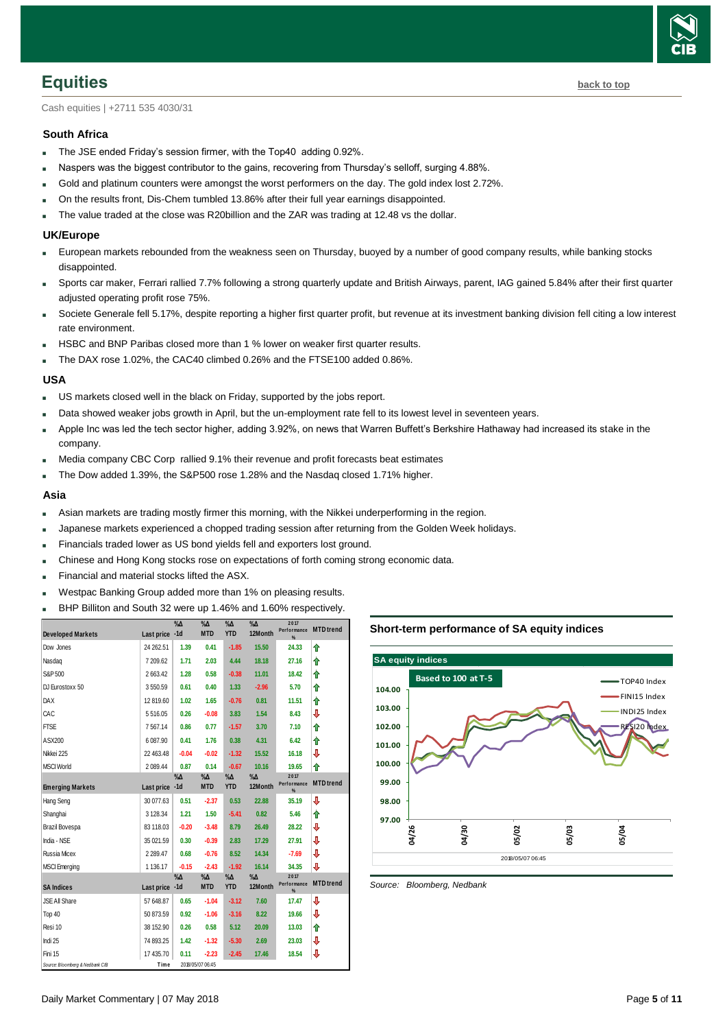## Equities

back to top

Cash equities | +2711 535 4030/31

### South Africa

- The JSE ended Friday's session firmer, with the Top40 adding 0.92%.
- Naspers was the biggest contributor to the gains, recovering from Thursday's selloff, surging 4.88%.
- Gold and platinum counters were amongst the worst performers on the day. The gold index lost 2.72%.
- On the results front, Dis-Chem tumbled 13.86% after their full year earnings disappointed.
- The value traded at the close was R20billion and the ZAR was trading at 12.48 vs the dollar.

### UK/Europe

- European markets rebounded from the weakness seen on Thursday, buoyed by a number of good company results, while banking stocks disappointed.
- Sports car maker, Ferrari rallied 7.7% following a strong quarterly update and British Airways, parent, IAG gained 5.84% after their first quarter adjusted operating profit rose 75%.
- Societe Generale fell 5.17%, despite reporting a higher first quarter profit, but revenue at its investment banking division fell citing a low interest rate environment.
- HSBC and BNP Paribas closed more than 1 % lower on weaker first quarter results.
- The DAX rose 1.02%, the CAC40 climbed 0.26% and the FTSE100 added 0.86%.

### USA

- US markets closed well in the black on Friday, supported by the jobs report.
- Data showed weaker jobs growth in April, but the un-employment rate fell to its lowest level in seventeen years.
- Apple Inc was led the tech sector higher, adding 3.92%, on news that Warren Buffett's Berkshire Hathaway had increased its stake in the company.
- Media company CBC Corp rallied 9.1% their revenue and profit forecasts beat estimates
- The Dow added 1.39%, the S&P500 rose 1.28% and the Nasdaq closed 1.71% higher.

### Asia

- Asian markets are trading mostly firmer this morning, with the Nikkei underperforming in the region.
- Japanese markets experienced a chopped trading session after returning from the Golden Week holidays.
- Financials traded lower as US bond yields fell and exporters lost ground.
- Chinese and Hong Kong stocks rose on expectations of forth coming strong economic data.
- Financial and material stocks lifted the ASX.
- Westpac Banking Group added more than 1% on pleasing results.
- BHP Billiton and South 32 were up 1.46% and 1.60% respectively.

| Developed Markets | Last price | %Δ -1d | %Δ MTD | %Δ YTD | %Δ 12Month | 2017 Performance % | MTD trend |
|---|---|---|---|---|---|---|---|
| Dow Jones | 24 262.51 | 1.39 | 0.41 | -1.85 | 15.50 | 24.33 | ⇧ |
| Nasdaq | 7 209.62 | 1.71 | 2.03 | 4.44 | 18.18 | 27.16 | ⇧ |
| S&P 500 | 2 663.42 | 1.28 | 0.58 | -0.38 | 11.01 | 18.42 | ⇧ |
| DJ Eurostoxx 50 | 3 550.59 | 0.61 | 0.40 | 1.33 | -2.96 | 5.70 | ⇧ |
| DAX | 12 819.60 | 1.02 | 1.65 | -0.76 | 0.81 | 11.51 | ⇧ |
| CAC | 5 516.05 | 0.26 | -0.08 | 3.83 | 1.54 | 8.43 | ⇩ |
| FTSE | 7 567.14 | 0.86 | 0.77 | -1.57 | 3.70 | 7.10 | ⇧ |
| ASX200 | 6 087.90 | 0.41 | 1.76 | 0.38 | 4.31 | 6.42 | ⇧ |
| Nikkei 225 | 22 463.48 | -0.04 | -0.02 | -1.32 | 15.52 | 16.18 | ⇩ |
| MSCI World | 2 089.44 | 0.87 | 0.14 | -0.67 | 10.16 | 19.65 | ⇧ |
| **Emerging Markets** | **Last price** | **%Δ -1d** | **%Δ MTD** | **%Δ YTD** | **%Δ 12Month** | **2017 Performance %** | **MTD trend** |
| Hang Seng | 30 077.63 | 0.51 | -2.37 | 0.53 | 22.88 | 35.19 | ⇩ |
| Shanghai | 3 128.34 | 1.21 | 1.50 | -5.41 | 0.82 | 5.46 | ⇧ |
| Brazil Bovespa | 83 118.03 | -0.20 | -3.48 | 8.79 | 26.49 | 28.22 | ⇩ |
| India - NSE | 35 021.59 | 0.30 | -0.39 | 2.83 | 17.29 | 27.91 | ⇩ |
| Russia Micex | 2 289.47 | 0.68 | -0.76 | 8.52 | 14.34 | -7.69 | ⇩ |
| MSCI Emerging | 1 136.17 | -0.15 | -2.43 | -1.92 | 16.14 | 34.35 | ⇩ |
| **SA Indices** | **Last price** | **%Δ -1d** | **%Δ MTD** | **%Δ YTD** | **%Δ 12Month** | **2017 Performance %** | **MTD trend** |
| JSE All Share | 57 648.87 | 0.65 | -1.04 | -3.12 | 7.60 | 17.47 | ⇩ |
| Top 40 | 50 873.59 | 0.92 | -1.06 | -3.16 | 8.22 | 19.66 | ⇩ |
| Resi 10 | 38 152.90 | 0.26 | 0.58 | 5.12 | 20.09 | 13.03 | ⇧ |
| Indi 25 | 74 893.25 | 1.42 | -1.32 | -5.30 | 2.69 | 23.03 | ⇩ |
| Fini 15 | 17 435.70 | 0.11 | -2.23 | -2.45 | 17.46 | 18.54 | ⇩ |

*Source: Bloomberg & Nedbank CIB* Time 2018/05/07 06:45

### Short-term performance of SA equity indices

Source: Bloomberg, Nedbank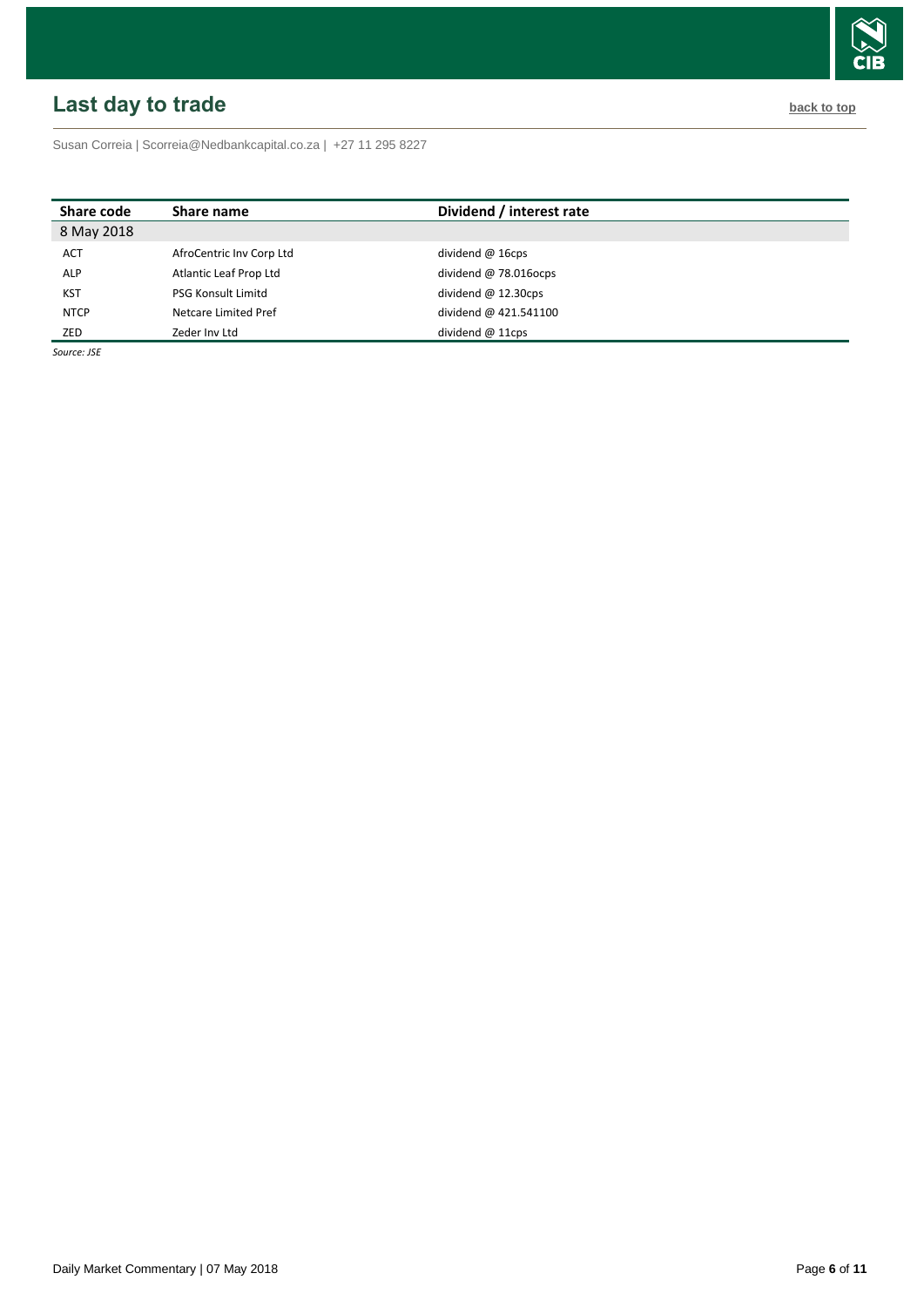## Last day to trade

back to top

Susan Correia | Scorreia@Nedbankcapital.co.za | +27 11 295 8227

| Share code | Share name | Dividend / interest rate |
|---|---|---|
| 8 May 2018 | | |
| ACT | AfroCentric Inv Corp Ltd | dividend @ 16cps |
| ALP | Atlantic Leaf Prop Ltd | dividend @ 78.016ocps |
| KST | PSG Konsult Limitd | dividend @ 12.30cps |
| NTCP | Netcare Limited Pref | dividend @ 421.541100 |
| ZED | Zeder Inv Ltd | dividend @ 11cps |

*Source: JSE*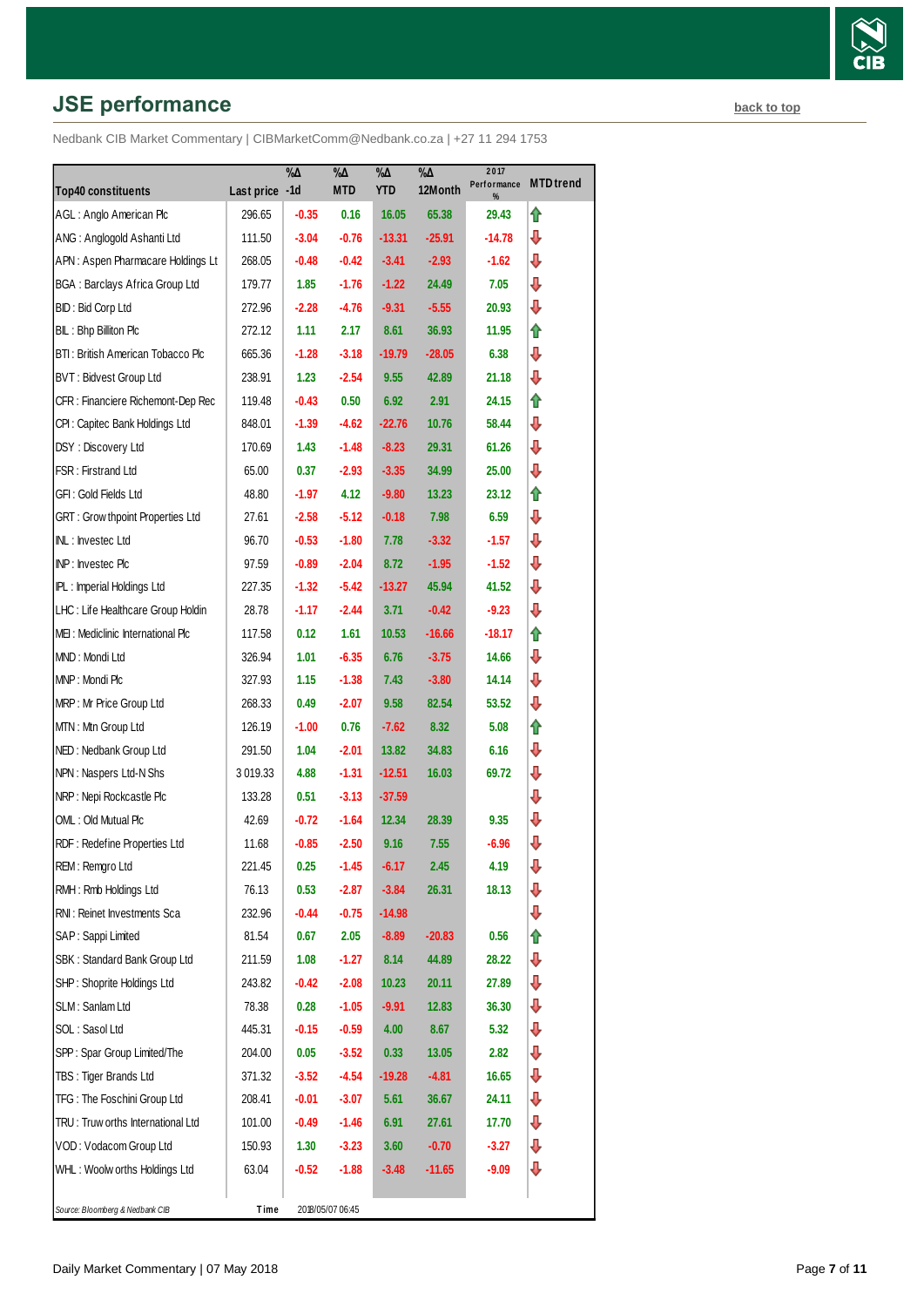## JSE performance

back to top

Nedbank CIB Market Commentary | CIBMarketComm@Nedbank.co.za | +27 11 294 1753

| Top40 constituents | Last price | %Δ -1d | %Δ MTD | %Δ YTD | %Δ 12Month | 2017 Performance % | MTD trend |
|---|---|---|---|---|---|---|---|
| AGL : Anglo American Plc | 296.65 | -0.35 | 0.16 | 16.05 | 65.38 | 29.43 | ⇧ |
| ANG : Anglogold Ashanti Ltd | 111.50 | -3.04 | -0.76 | -13.31 | -25.91 | -14.78 | ⇩ |
| APN : Aspen Pharmacare Holdings Lt | 268.05 | -0.48 | -0.42 | -3.41 | -2.93 | -1.62 | ⇩ |
| BGA : Barclays Africa Group Ltd | 179.77 | 1.85 | -1.76 | -1.22 | 24.49 | 7.05 | ⇩ |
| BID : Bid Corp Ltd | 272.96 | -2.28 | -4.76 | -9.31 | -5.55 | 20.93 | ⇩ |
| BIL : Bhp Billiton Plc | 272.12 | 1.11 | 2.17 | 8.61 | 36.93 | 11.95 | ⇧ |
| BTI : British American Tobacco Plc | 665.36 | -1.28 | -3.18 | -19.79 | -28.05 | 6.38 | ⇩ |
| BVT : Bidvest Group Ltd | 238.91 | 1.23 | -2.54 | 9.55 | 42.89 | 21.18 | ⇩ |
| CFR : Financiere Richemont-Dep Rec | 119.48 | -0.43 | 0.50 | 6.92 | 2.91 | 24.15 | ⇧ |
| CPI : Capitec Bank Holdings Ltd | 848.01 | -1.39 | -4.62 | -22.76 | 10.76 | 58.44 | ⇩ |
| DSY : Discovery Ltd | 170.69 | 1.43 | -1.48 | -8.23 | 29.31 | 61.26 | ⇩ |
| FSR : Firstrand Ltd | 65.00 | 0.37 | -2.93 | -3.35 | 34.99 | 25.00 | ⇩ |
| GFI : Gold Fields Ltd | 48.80 | -1.97 | 4.12 | -9.80 | 13.23 | 23.12 | ⇧ |
| GRT : Growthpoint Properties Ltd | 27.61 | -2.58 | -5.12 | -0.18 | 7.98 | 6.59 | ⇩ |
| INL : Investec Ltd | 96.70 | -0.53 | -1.80 | 7.78 | -3.32 | -1.57 | ⇩ |
| INP : Investec Plc | 97.59 | -0.89 | -2.04 | 8.72 | -1.95 | -1.52 | ⇩ |
| IPL : Imperial Holdings Ltd | 227.35 | -1.32 | -5.42 | -13.27 | 45.94 | 41.52 | ⇩ |
| LHC : Life Healthcare Group Holdin | 28.78 | -1.17 | -2.44 | 3.71 | -0.42 | -9.23 | ⇩ |
| MEI : Mediclinic International Plc | 117.58 | 0.12 | 1.61 | 10.53 | -16.66 | -18.17 | ⇧ |
| MND : Mondi Ltd | 326.94 | 1.01 | -6.35 | 6.76 | -3.75 | 14.66 | ⇩ |
| MNP : Mondi Plc | 327.93 | 1.15 | -1.38 | 7.43 | -3.80 | 14.14 | ⇩ |
| MRP : Mr Price Group Ltd | 268.33 | 0.49 | -2.07 | 9.58 | 82.54 | 53.52 | ⇩ |
| MTN : Mtn Group Ltd | 126.19 | -1.00 | 0.76 | -7.62 | 8.32 | 5.08 | ⇧ |
| NED : Nedbank Group Ltd | 291.50 | 1.04 | -2.01 | 13.82 | 34.83 | 6.16 | ⇩ |
| NPN : Naspers Ltd-N Shs | 3 019.33 | 4.88 | -1.31 | -12.51 | 16.03 | 69.72 | ⇩ |
| NRP : Nepi Rockcastle Plc | 133.28 | 0.51 | -3.13 | -37.59 | | | ⇩ |
| OML : Old Mutual Plc | 42.69 | -0.72 | -1.64 | 12.34 | 28.39 | 9.35 | ⇩ |
| RDF : Redefine Properties Ltd | 11.68 | -0.85 | -2.50 | 9.16 | 7.55 | -6.96 | ⇩ |
| REM : Remgro Ltd | 221.45 | 0.25 | -1.45 | -6.17 | 2.45 | 4.19 | ⇩ |
| RMH : Rmb Holdings Ltd | 76.13 | 0.53 | -2.87 | -3.84 | 26.31 | 18.13 | ⇩ |
| RNI : Reinet Investments Sca | 232.96 | -0.44 | -0.75 | -14.98 | | | ⇩ |
| SAP : Sappi Limited | 81.54 | 0.67 | 2.05 | -8.89 | -20.83 | 0.56 | ⇧ |
| SBK : Standard Bank Group Ltd | 211.59 | 1.08 | -1.27 | 8.14 | 44.89 | 28.22 | ⇩ |
| SHP : Shoprite Holdings Ltd | 243.82 | -0.42 | -2.08 | 10.23 | 20.11 | 27.89 | ⇩ |
| SLM : Sanlam Ltd | 78.38 | 0.28 | -1.05 | -9.91 | 12.83 | 36.30 | ⇩ |
| SOL : Sasol Ltd | 445.31 | -0.15 | -0.59 | 4.00 | 8.67 | 5.32 | ⇩ |
| SPP : Spar Group Limited/The | 204.00 | 0.05 | -3.52 | 0.33 | 13.05 | 2.82 | ⇩ |
| TBS : Tiger Brands Ltd | 371.32 | -3.52 | -4.54 | -19.28 | -4.81 | 16.65 | ⇩ |
| TFG : The Foschini Group Ltd | 208.41 | -0.01 | -3.07 | 5.61 | 36.67 | 24.11 | ⇩ |
| TRU : Truworths International Ltd | 101.00 | -0.49 | -1.46 | 6.91 | 27.61 | 17.70 | ⇩ |
| VOD : Vodacom Group Ltd | 150.93 | 1.30 | -3.23 | 3.60 | -0.70 | -3.27 | ⇩ |
| WHL : Woolworths Holdings Ltd | 63.04 | -0.52 | -1.88 | -3.48 | -11.65 | -9.09 | ⇩ |

*Source: Bloomberg & Nedbank CIB* Time 2018/05/07 06:45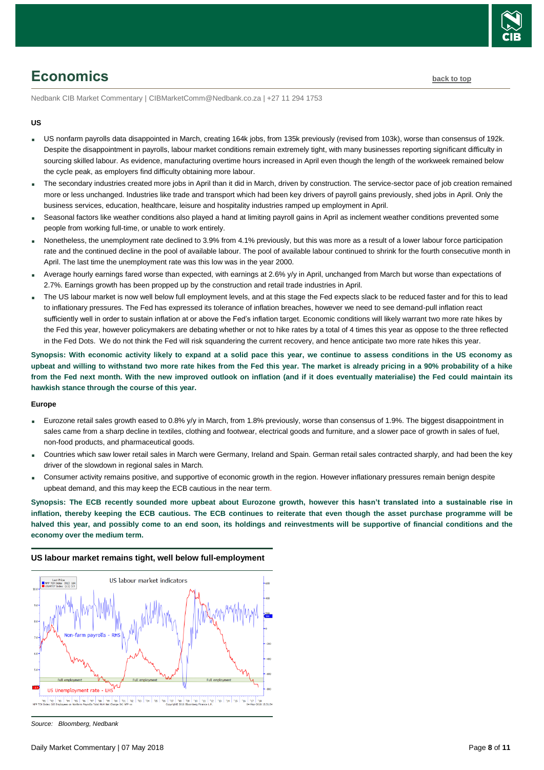# Economics

back to top

Nedbank CIB Market Commentary | CIBMarketComm@Nedbank.co.za | +27 11 294 1753

### US

- US nonfarm payrolls data disappointed in March, creating 164k jobs, from 135k previously (revised from 103k), worse than consensus of 192k. Despite the disappointment in payrolls, labour market conditions remain extremely tight, with many businesses reporting significant difficulty in sourcing skilled labour. As evidence, manufacturing overtime hours increased in April even though the length of the workweek remained below the cycle peak, as employers find difficulty obtaining more labour.
- The secondary industries created more jobs in April than it did in March, driven by construction. The service-sector pace of job creation remained more or less unchanged. Industries like trade and transport which had been key drivers of payroll gains previously, shed jobs in April. Only the business services, education, healthcare, leisure and hospitality industries ramped up employment in April.
- Seasonal factors like weather conditions also played a hand at limiting payroll gains in April as inclement weather conditions prevented some people from working full-time, or unable to work entirely.
- Nonetheless, the unemployment rate declined to 3.9% from 4.1% previously, but this was more as a result of a lower labour force participation rate and the continued decline in the pool of available labour. The pool of available labour continued to shrink for the fourth consecutive month in April. The last time the unemployment rate was this low was in the year 2000.
- Average hourly earnings fared worse than expected, with earnings at 2.6% y/y in April, unchanged from March but worse than expectations of 2.7%. Earnings growth has been propped up by the construction and retail trade industries in April.
- The US labour market is now well below full employment levels, and at this stage the Fed expects slack to be reduced faster and for this to lead to inflationary pressures. The Fed has expressed its tolerance of inflation breaches, however we need to see demand-pull inflation react sufficiently well in order to sustain inflation at or above the Fed's inflation target. Economic conditions will likely warrant two more rate hikes by the Fed this year, however policymakers are debating whether or not to hike rates by a total of 4 times this year as oppose to the three reflected in the Fed Dots. We do not think the Fed will risk squandering the current recovery, and hence anticipate two more rate hikes this year.

**Synopsis: With economic activity likely to expand at a solid pace this year, we continue to assess conditions in the US economy as upbeat and willing to withstand two more rate hikes from the Fed this year. The market is already pricing in a 90% probability of a hike from the Fed next month. With the new improved outlook on inflation (and if it does eventually materialise) the Fed could maintain its hawkish stance through the course of this year.**

### Europe

- Eurozone retail sales growth eased to 0.8% y/y in March, from 1.8% previously, worse than consensus of 1.9%. The biggest disappointment in sales came from a sharp decline in textiles, clothing and footwear, electrical goods and furniture, and a slower pace of growth in sales of fuel, non-food products, and pharmaceutical goods.
- Countries which saw lower retail sales in March were Germany, Ireland and Spain. German retail sales contracted sharply, and had been the key driver of the slowdown in regional sales in March.
- Consumer activity remains positive, and supportive of economic growth in the region. However inflationary pressures remain benign despite upbeat demand, and this may keep the ECB cautious in the near term.

**Synopsis: The ECB recently sounded more upbeat about Eurozone growth, however this hasn't translated into a sustainable rise in inflation, thereby keeping the ECB cautious. The ECB continues to reiterate that even though the asset purchase programme will be halved this year, and possibly come to an end soon, its holdings and reinvestments will be supportive of financial conditions and the economy over the medium term.**

**US labour market remains tight, well below full-employment**

*Source: Bloomberg, Nedbank*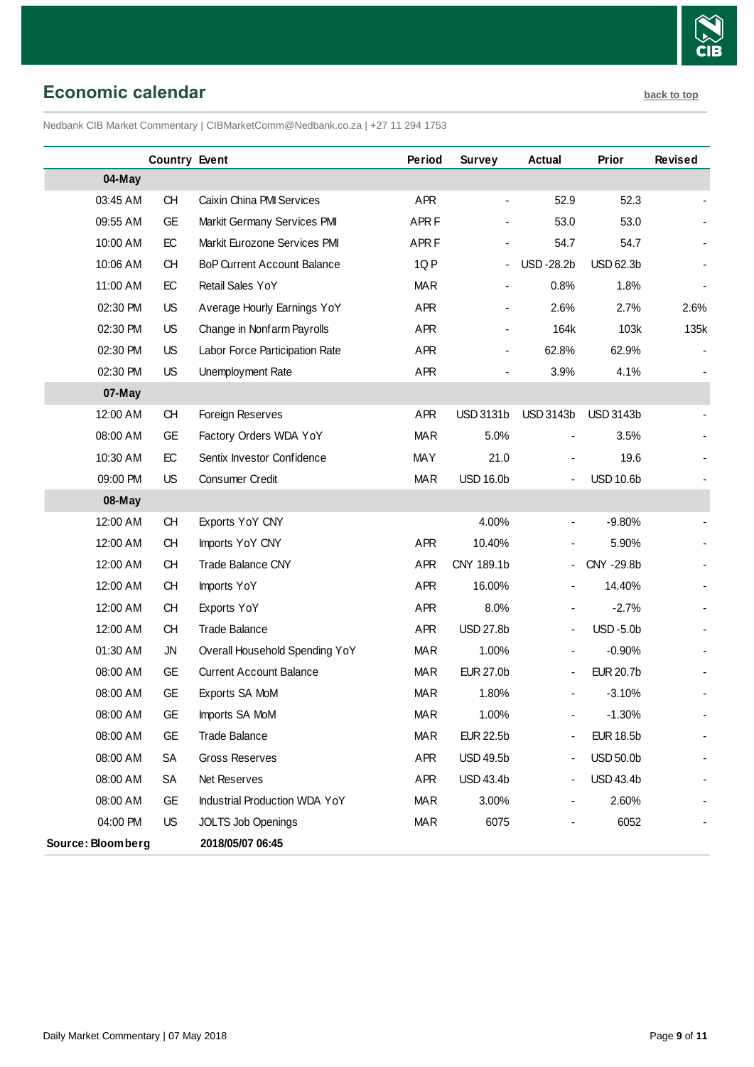## Economic calendar

back to top

Nedbank CIB Market Commentary | CIBMarketComm@Nedbank.co.za | +27 11 294 1753

| | Country | Event | Period | Survey | Actual | Prior | Revised |
|---|---|---|---|---|---|---|---|
| **04-May** | | | | | | | |
| 03:45 AM | CH | Caixin China PMI Services | APR | - | 52.9 | 52.3 | - |
| 09:55 AM | GE | Markit Germany Services PMI | APR F | - | 53.0 | 53.0 | - |
| 10:00 AM | EC | Markit Eurozone Services PMI | APR F | - | 54.7 | 54.7 | - |
| 10:06 AM | CH | BoP Current Account Balance | 1Q P | - | USD -28.2b | USD 62.3b | - |
| 11:00 AM | EC | Retail Sales YoY | MAR | - | 0.8% | 1.8% | - |
| 02:30 PM | US | Average Hourly Earnings YoY | APR | - | 2.6% | 2.7% | 2.6% |
| 02:30 PM | US | Change in Nonfarm Payrolls | APR | - | 164k | 103k | 135k |
| 02:30 PM | US | Labor Force Participation Rate | APR | - | 62.8% | 62.9% | - |
| 02:30 PM | US | Unemployment Rate | APR | - | 3.9% | 4.1% | - |
| **07-May** | | | | | | | |
| 12:00 AM | CH | Foreign Reserves | APR | USD 3131b | USD 3143b | USD 3143b | - |
| 08:00 AM | GE | Factory Orders WDA YoY | MAR | 5.0% | - | 3.5% | - |
| 10:30 AM | EC | Sentix Investor Confidence | MAY | 21.0 | - | 19.6 | - |
| 09:00 PM | US | Consumer Credit | MAR | USD 16.0b | - | USD 10.6b | - |
| **08-May** | | | | | | | |
| 12:00 AM | CH | Exports YoY CNY | | 4.00% | - | -9.80% | - |
| 12:00 AM | CH | Imports YoY CNY | APR | 10.40% | - | 5.90% | - |
| 12:00 AM | CH | Trade Balance CNY | APR | CNY 189.1b | - | CNY -29.8b | - |
| 12:00 AM | CH | Imports YoY | APR | 16.00% | - | 14.40% | - |
| 12:00 AM | CH | Exports YoY | APR | 8.0% | - | -2.7% | - |
| 12:00 AM | CH | Trade Balance | APR | USD 27.8b | - | USD -5.0b | - |
| 01:30 AM | JN | Overall Household Spending YoY | MAR | 1.00% | - | -0.90% | - |
| 08:00 AM | GE | Current Account Balance | MAR | EUR 27.0b | - | EUR 20.7b | - |
| 08:00 AM | GE | Exports SA MoM | MAR | 1.80% | - | -3.10% | - |
| 08:00 AM | GE | Imports SA MoM | MAR | 1.00% | - | -1.30% | - |
| 08:00 AM | GE | Trade Balance | MAR | EUR 22.5b | - | EUR 18.5b | - |
| 08:00 AM | SA | Gross Reserves | APR | USD 49.5b | - | USD 50.0b | - |
| 08:00 AM | SA | Net Reserves | APR | USD 43.4b | - | USD 43.4b | - |
| 08:00 AM | GE | Industrial Production WDA YoY | MAR | 3.00% | - | 2.60% | - |
| 04:00 PM | US | JOLTS Job Openings | MAR | 6075 | - | 6052 | - |

**Source: Bloomberg** **2018/05/07 06:45**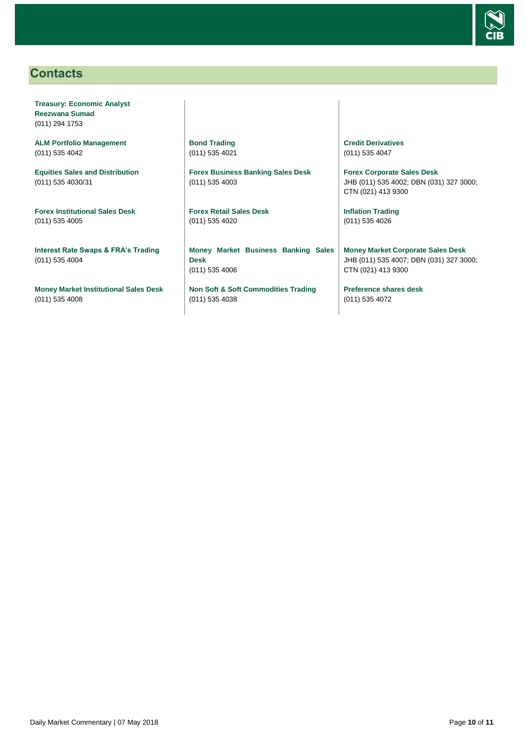## Contacts

**Treasury: Economic Analyst**
**Reezwana Sumad**
(011) 294 1753

**ALM Portfolio Management**
(011) 535 4042

**Equities Sales and Distribution**
(011) 535 4030/31

**Forex Institutional Sales Desk**
(011) 535 4005

**Interest Rate Swaps & FRA's Trading**
(011) 535 4004

**Money Market Institutional Sales Desk**
(011) 535 4008

**Bond Trading**
(011) 535 4021

**Forex Business Banking Sales Desk**
(011) 535 4003

**Forex Retail Sales Desk**
(011) 535 4020

**Money Market Business Banking Sales Desk**
(011) 535 4006

**Non Soft & Soft Commodities Trading**
(011) 535 4038

**Credit Derivatives**
(011) 535 4047

**Forex Corporate Sales Desk**
JHB (011) 535 4002; DBN (031) 327 3000; CTN (021) 413 9300

**Inflation Trading**
(011) 535 4026

**Money Market Corporate Sales Desk**
JHB (011) 535 4007; DBN (031) 327 3000; CTN (021) 413 9300

**Preference shares desk**
(011) 535 4072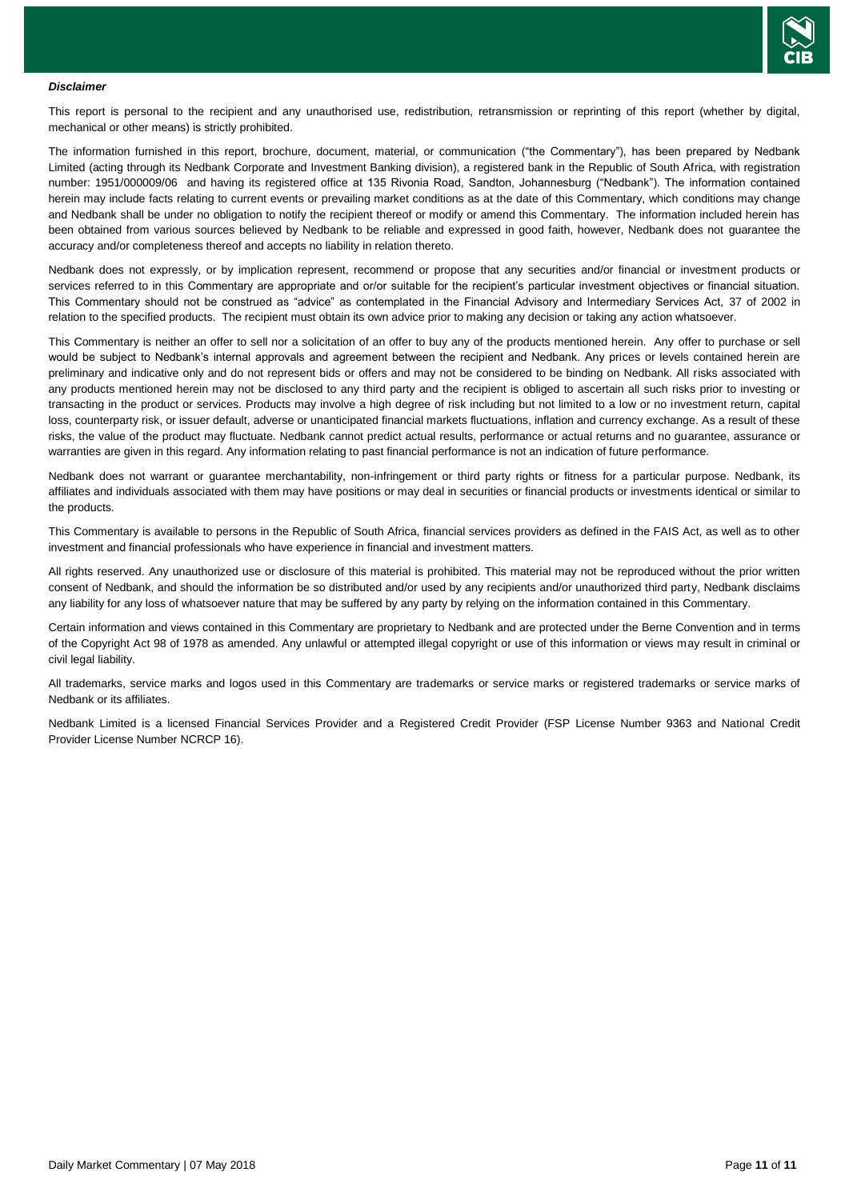***Disclaimer***

This report is personal to the recipient and any unauthorised use, redistribution, retransmission or reprinting of this report (whether by digital, mechanical or other means) is strictly prohibited.

The information furnished in this report, brochure, document, material, or communication ("the Commentary"), has been prepared by Nedbank Limited (acting through its Nedbank Corporate and Investment Banking division), a registered bank in the Republic of South Africa, with registration number: 1951/000009/06 and having its registered office at 135 Rivonia Road, Sandton, Johannesburg ("Nedbank"). The information contained herein may include facts relating to current events or prevailing market conditions as at the date of this Commentary, which conditions may change and Nedbank shall be under no obligation to notify the recipient thereof or modify or amend this Commentary. The information included herein has been obtained from various sources believed by Nedbank to be reliable and expressed in good faith, however, Nedbank does not guarantee the accuracy and/or completeness thereof and accepts no liability in relation thereto.

Nedbank does not expressly, or by implication represent, recommend or propose that any securities and/or financial or investment products or services referred to in this Commentary are appropriate and or/or suitable for the recipient's particular investment objectives or financial situation. This Commentary should not be construed as "advice" as contemplated in the Financial Advisory and Intermediary Services Act, 37 of 2002 in relation to the specified products. The recipient must obtain its own advice prior to making any decision or taking any action whatsoever.

This Commentary is neither an offer to sell nor a solicitation of an offer to buy any of the products mentioned herein. Any offer to purchase or sell would be subject to Nedbank's internal approvals and agreement between the recipient and Nedbank. Any prices or levels contained herein are preliminary and indicative only and do not represent bids or offers and may not be considered to be binding on Nedbank. All risks associated with any products mentioned herein may not be disclosed to any third party and the recipient is obliged to ascertain all such risks prior to investing or transacting in the product or services. Products may involve a high degree of risk including but not limited to a low or no investment return, capital loss, counterparty risk, or issuer default, adverse or unanticipated financial markets fluctuations, inflation and currency exchange. As a result of these risks, the value of the product may fluctuate. Nedbank cannot predict actual results, performance or actual returns and no guarantee, assurance or warranties are given in this regard. Any information relating to past financial performance is not an indication of future performance.

Nedbank does not warrant or guarantee merchantability, non-infringement or third party rights or fitness for a particular purpose. Nedbank, its affiliates and individuals associated with them may have positions or may deal in securities or financial products or investments identical or similar to the products.

This Commentary is available to persons in the Republic of South Africa, financial services providers as defined in the FAIS Act, as well as to other investment and financial professionals who have experience in financial and investment matters.

All rights reserved. Any unauthorized use or disclosure of this material is prohibited. This material may not be reproduced without the prior written consent of Nedbank, and should the information be so distributed and/or used by any recipients and/or unauthorized third party, Nedbank disclaims any liability for any loss of whatsoever nature that may be suffered by any party by relying on the information contained in this Commentary.

Certain information and views contained in this Commentary are proprietary to Nedbank and are protected under the Berne Convention and in terms of the Copyright Act 98 of 1978 as amended. Any unlawful or attempted illegal copyright or use of this information or views may result in criminal or civil legal liability.

All trademarks, service marks and logos used in this Commentary are trademarks or service marks or registered trademarks or service marks of Nedbank or its affiliates.

Nedbank Limited is a licensed Financial Services Provider and a Registered Credit Provider (FSP License Number 9363 and National Credit Provider License Number NCRCP 16).